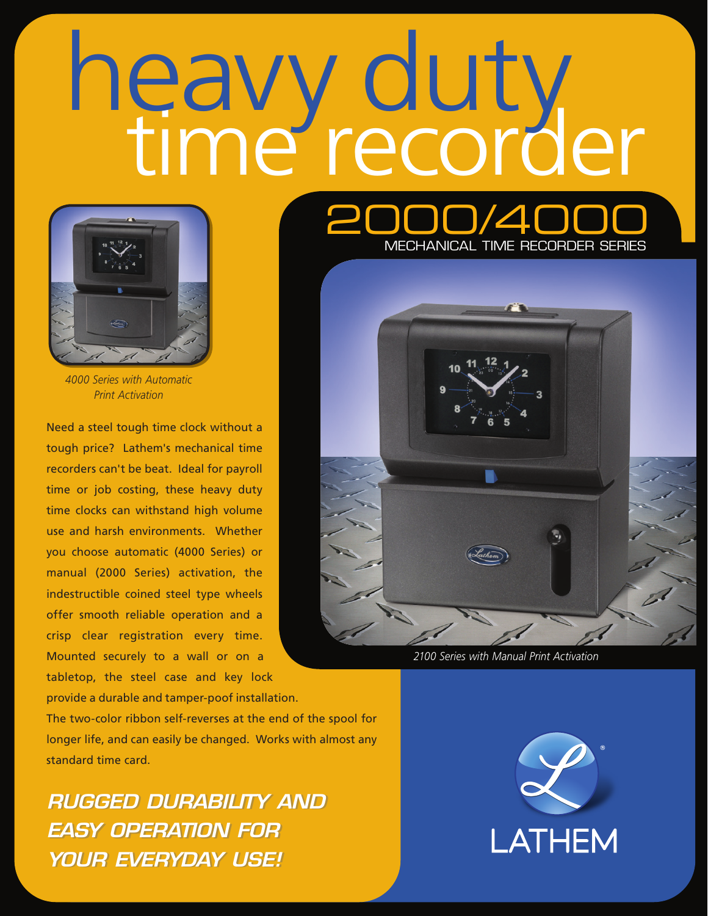# heavy duty time recorder

## 2000/4000

### MECHANICAL TIME RECORDER SERIES

*4000 Series with Automatic Print Activation*

Need a steel tough time clock without a tough price? Lathem's mechanical time recorders can't be beat. Ideal for payroll time or job costing, these heavy duty time clocks can withstand high volume use and harsh environments. Whether you choose automatic (4000 Series) or manual (2000 Series) activation, the indestructible coined steel type wheels offer smooth reliable operation and a crisp clear registration every time. Mounted securely to a wall or on a tabletop, the steel case and key lock provide a durable and tamper-poof installation. The two-color ribbon self-reverses at the end of the spool for longer life, and can easily be changed. Works with almost any standard time card.

*2100 Series with Manual Print Activation*

***RUGGED DURABILITY AND EASY OPERATION FOR YOUR EVERYDAY USE!***

LATHEM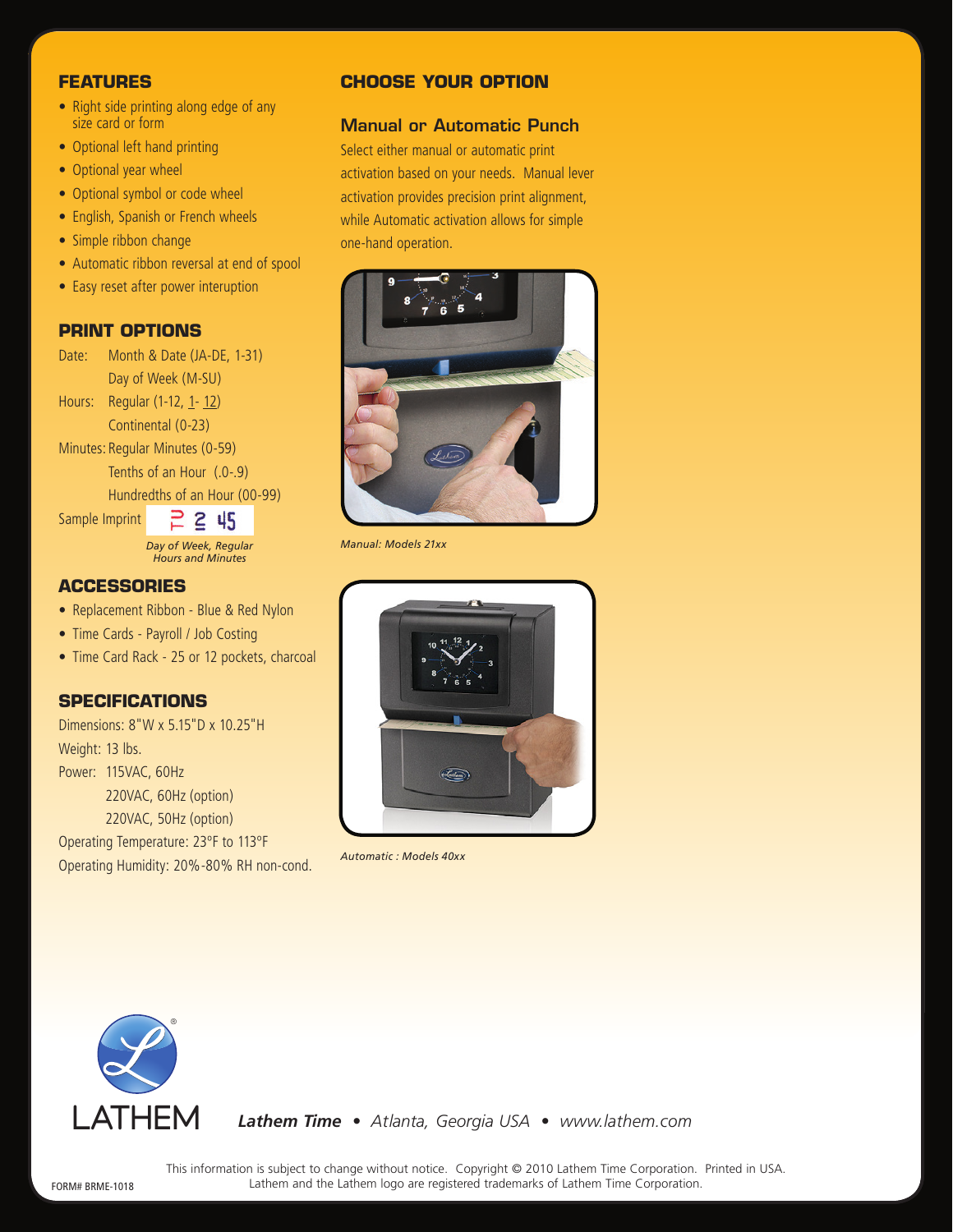## FEATURES

- Right side printing along edge of any size card or form
- Optional left hand printing
- Optional year wheel
- Optional symbol or code wheel
- English, Spanish or French wheels
- Simple ribbon change
- Automatic ribbon reversal at end of spool
- Easy reset after power interuption

## PRINT OPTIONS

| | |
|---|---|
| Date: | Month & Date (JA-DE, 1-31) |
| | Day of Week (M-SU) |
| Hours: | Regular (1-12, 1- 12) |
| | Continental (0-23) |
| Minutes: | Regular Minutes (0-59) |
| | Tenths of an Hour (.0-.9) |
| | Hundredths of an Hour (00-99) |

Sample Imprint TU 2 45

*Day of Week, Regular Hours and Minutes*

## ACCESSORIES

- Replacement Ribbon - Blue & Red Nylon
- Time Cards - Payroll / Job Costing
- Time Card Rack - 25 or 12 pockets, charcoal

## SPECIFICATIONS

Dimensions: 8"W x 5.15"D x 10.25"H

Weight: 13 lbs.

Power: 115VAC, 60Hz
220VAC, 60Hz (option)
220VAC, 50Hz (option)

Operating Temperature: 23°F to 113°F

Operating Humidity: 20%-80% RH non-cond.

## CHOOSE YOUR OPTION

### Manual or Automatic Punch

Select either manual or automatic print activation based on your needs. Manual lever activation provides precision print alignment, while Automatic activation allows for simple one-hand operation.

*Manual: Models 21xx*

*Automatic : Models 40xx*

LATHEM

***Lathem Time*** *• Atlanta, Georgia USA • www.lathem.com*

This information is subject to change without notice. Copyright © 2010 Lathem Time Corporation. Printed in USA.
Lathem and the Lathem logo are registered trademarks of Lathem Time Corporation.

FORM# BRME-1018